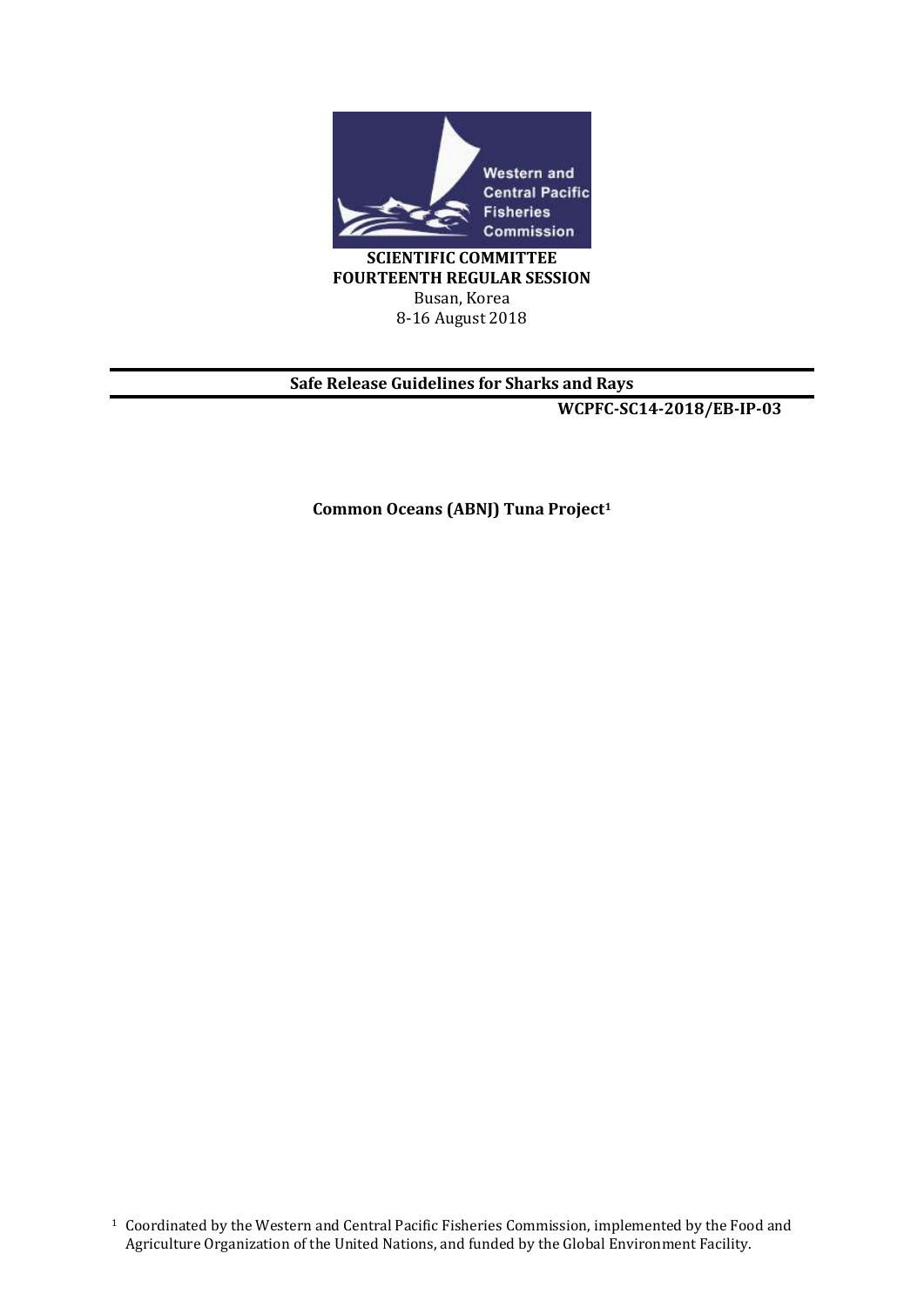**SCIENTIFIC COMMITTEE**
**FOURTEENTH REGULAR SESSION**
Busan, Korea
8-16 August 2018

---

**Safe Release Guidelines for Sharks and Rays**

**WCPFC-SC14-2018/EB-IP-03**

**Common Oceans (ABNJ) Tuna Project[1]**

[1] Coordinated by the Western and Central Pacific Fisheries Commission, implemented by the Food and Agriculture Organization of the United Nations, and funded by the Global Environment Facility.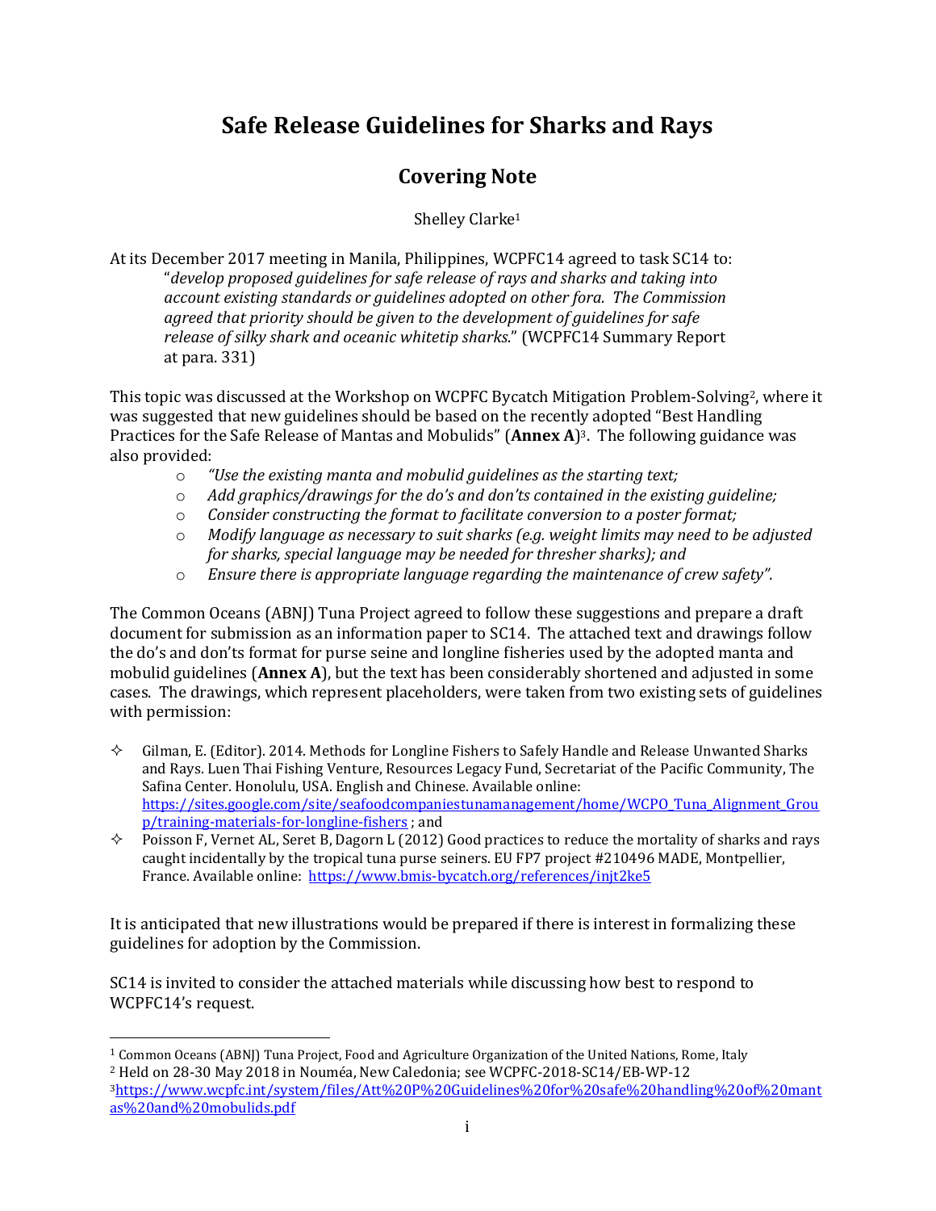# Safe Release Guidelines for Sharks and Rays

## Covering Note

Shelley Clarke[1]

At its December 2017 meeting in Manila, Philippines, WCPFC14 agreed to task SC14 to:

> "*develop proposed guidelines for safe release of rays and sharks and taking into account existing standards or guidelines adopted on other fora. The Commission agreed that priority should be given to the development of guidelines for safe release of silky shark and oceanic whitetip sharks.*" (WCPFC14 Summary Report at para. 331)

This topic was discussed at the Workshop on WCPFC Bycatch Mitigation Problem-Solving[2], where it was suggested that new guidelines should be based on the recently adopted "Best Handling Practices for the Safe Release of Mantas and Mobulids" (**Annex A**)[3]. The following guidance was also provided:

- *"Use the existing manta and mobulid guidelines as the starting text;*
- *Add graphics/drawings for the do's and don'ts contained in the existing guideline;*
- *Consider constructing the format to facilitate conversion to a poster format;*
- *Modify language as necessary to suit sharks (e.g. weight limits may need to be adjusted for sharks, special language may be needed for thresher sharks); and*
- *Ensure there is appropriate language regarding the maintenance of crew safety".*

The Common Oceans (ABNJ) Tuna Project agreed to follow these suggestions and prepare a draft document for submission as an information paper to SC14. The attached text and drawings follow the do's and don'ts format for purse seine and longline fisheries used by the adopted manta and mobulid guidelines (**Annex A**), but the text has been considerably shortened and adjusted in some cases. The drawings, which represent placeholders, were taken from two existing sets of guidelines with permission:

- Gilman, E. (Editor). 2014. Methods for Longline Fishers to Safely Handle and Release Unwanted Sharks and Rays. Luen Thai Fishing Venture, Resources Legacy Fund, Secretariat of the Pacific Community, The Safina Center. Honolulu, USA. English and Chinese. Available online: https://sites.google.com/site/seafoodcompaniestunamanagement/home/WCPO_Tuna_Alignment_Group/training-materials-for-longline-fishers ; and
- Poisson F, Vernet AL, Seret B, Dagorn L (2012) Good practices to reduce the mortality of sharks and rays caught incidentally by the tropical tuna purse seiners. EU FP7 project #210496 MADE, Montpellier, France. Available online: https://www.bmis-bycatch.org/references/injt2ke5

It is anticipated that new illustrations would be prepared if there is interest in formalizing these guidelines for adoption by the Commission.

SC14 is invited to consider the attached materials while discussing how best to respond to WCPFC14's request.

---

[1] Common Oceans (ABNJ) Tuna Project, Food and Agriculture Organization of the United Nations, Rome, Italy

[2] Held on 28-30 May 2018 in Nouméa, New Caledonia; see WCPFC-2018-SC14/EB-WP-12

[3] https://www.wcpfc.int/system/files/Att%20P%20Guidelines%20for%20safe%20handling%20of%20mantas%20and%20mobulids.pdf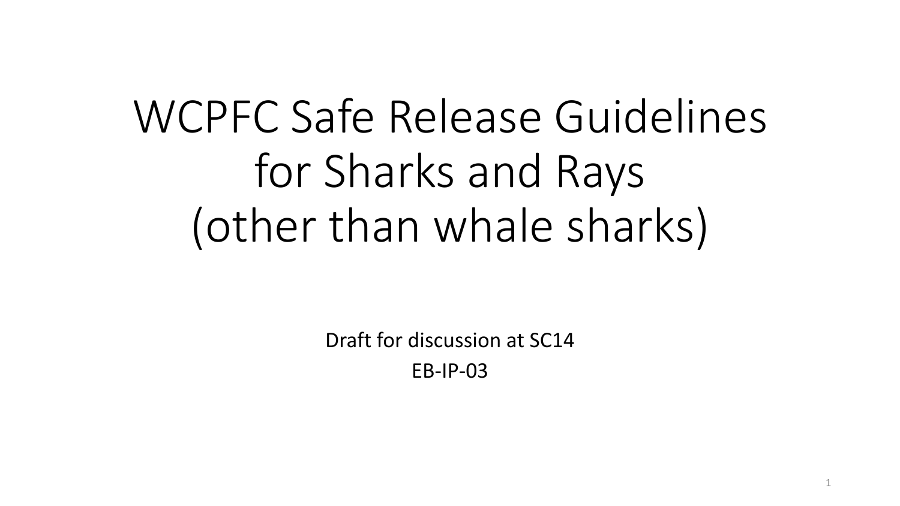# WCPFC Safe Release Guidelines for Sharks and Rays (other than whale sharks)

Draft for discussion at SC14

EB-IP-03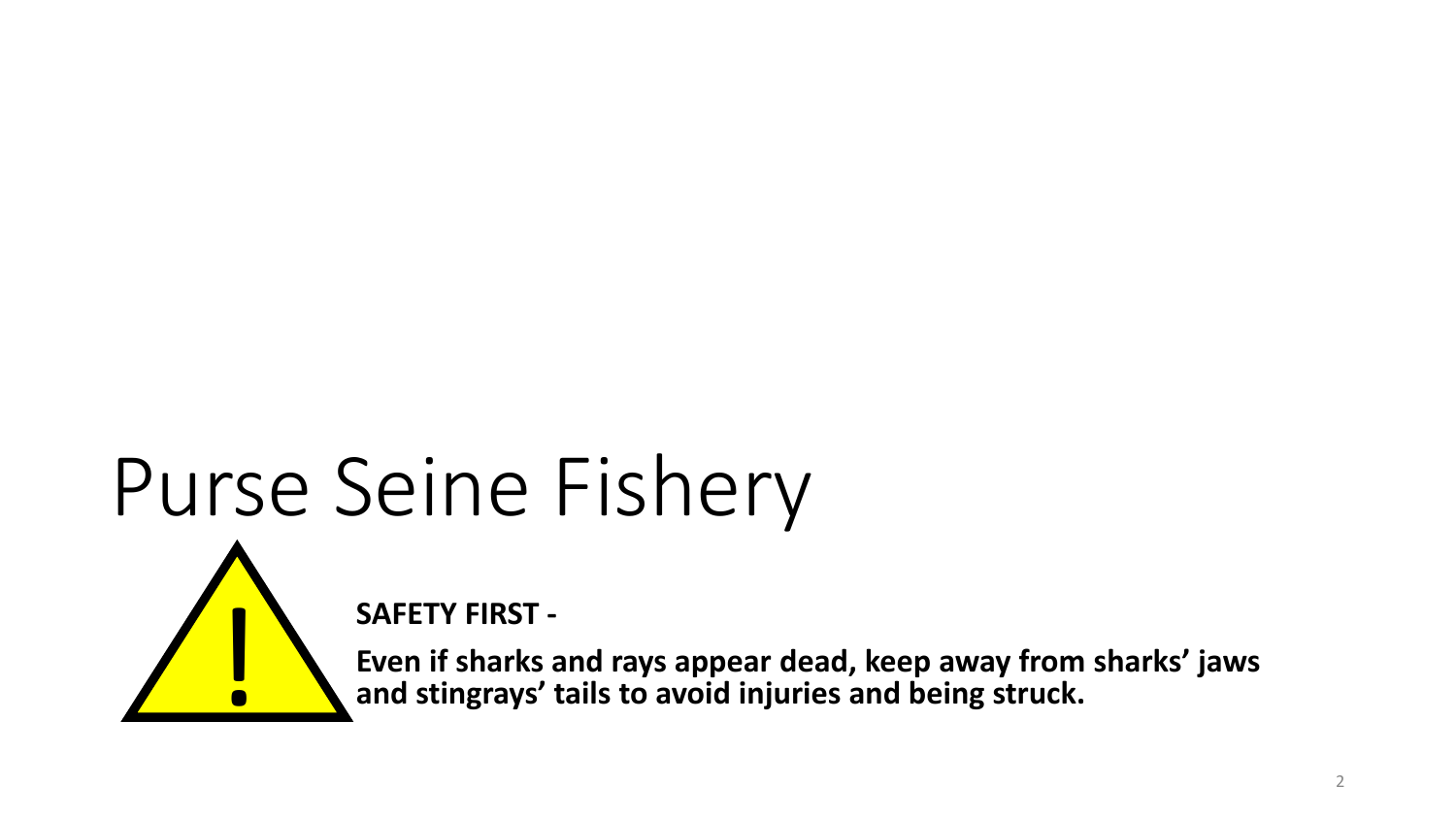# Purse Seine Fishery

**SAFETY FIRST -**

**Even if sharks and rays appear dead, keep away from sharks' jaws and stingrays' tails to avoid injuries and being struck.**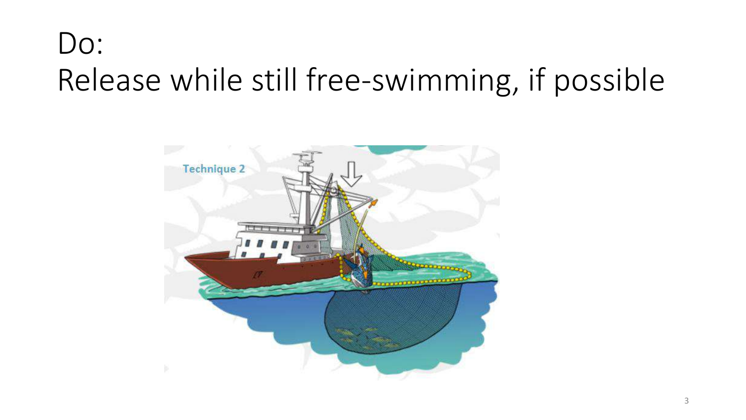# Do:
# Release while still free-swimming, if possible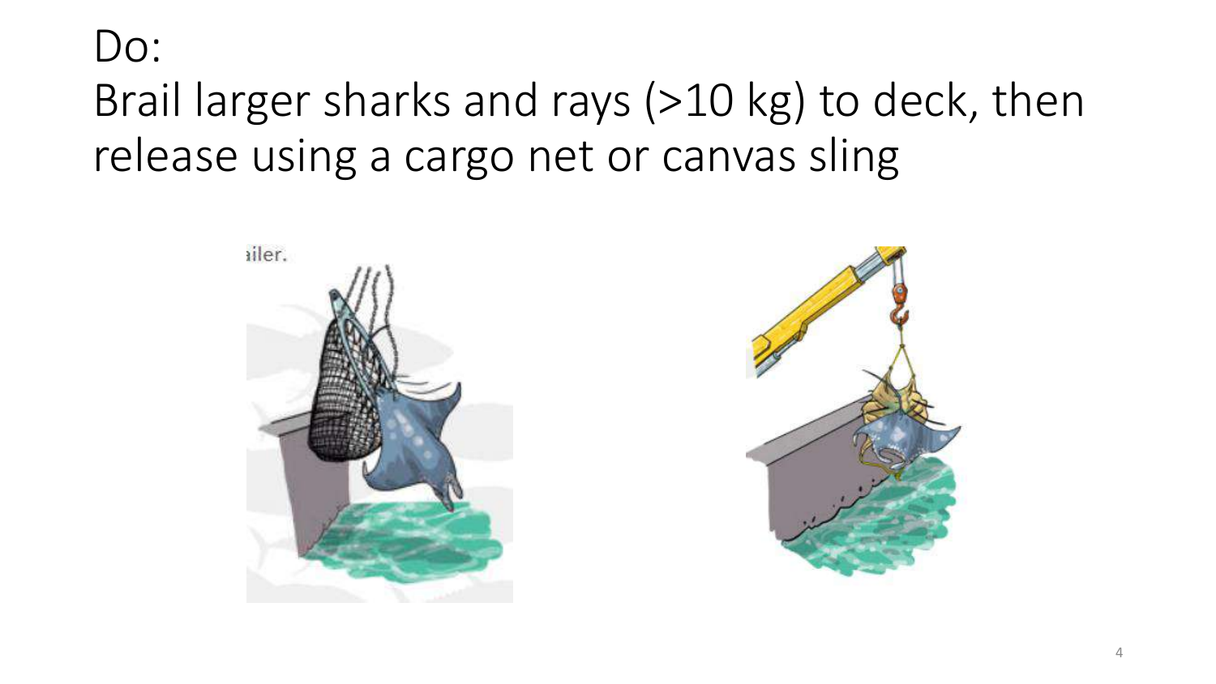Do:

Brail larger sharks and rays (>10 kg) to deck, then release using a cargo net or canvas sling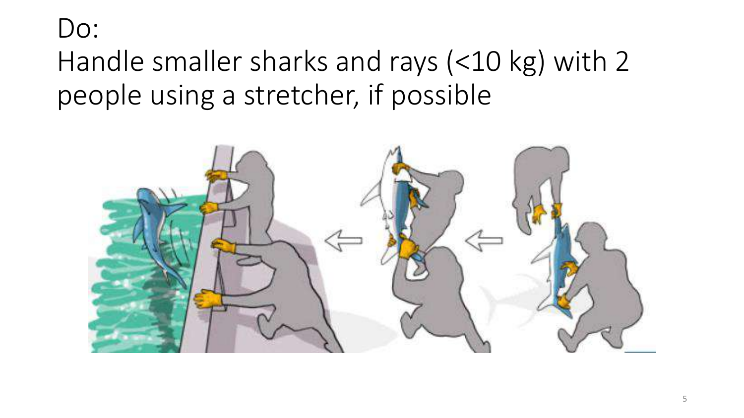Do:

Handle smaller sharks and rays (<10 kg) with 2 people using a stretcher, if possible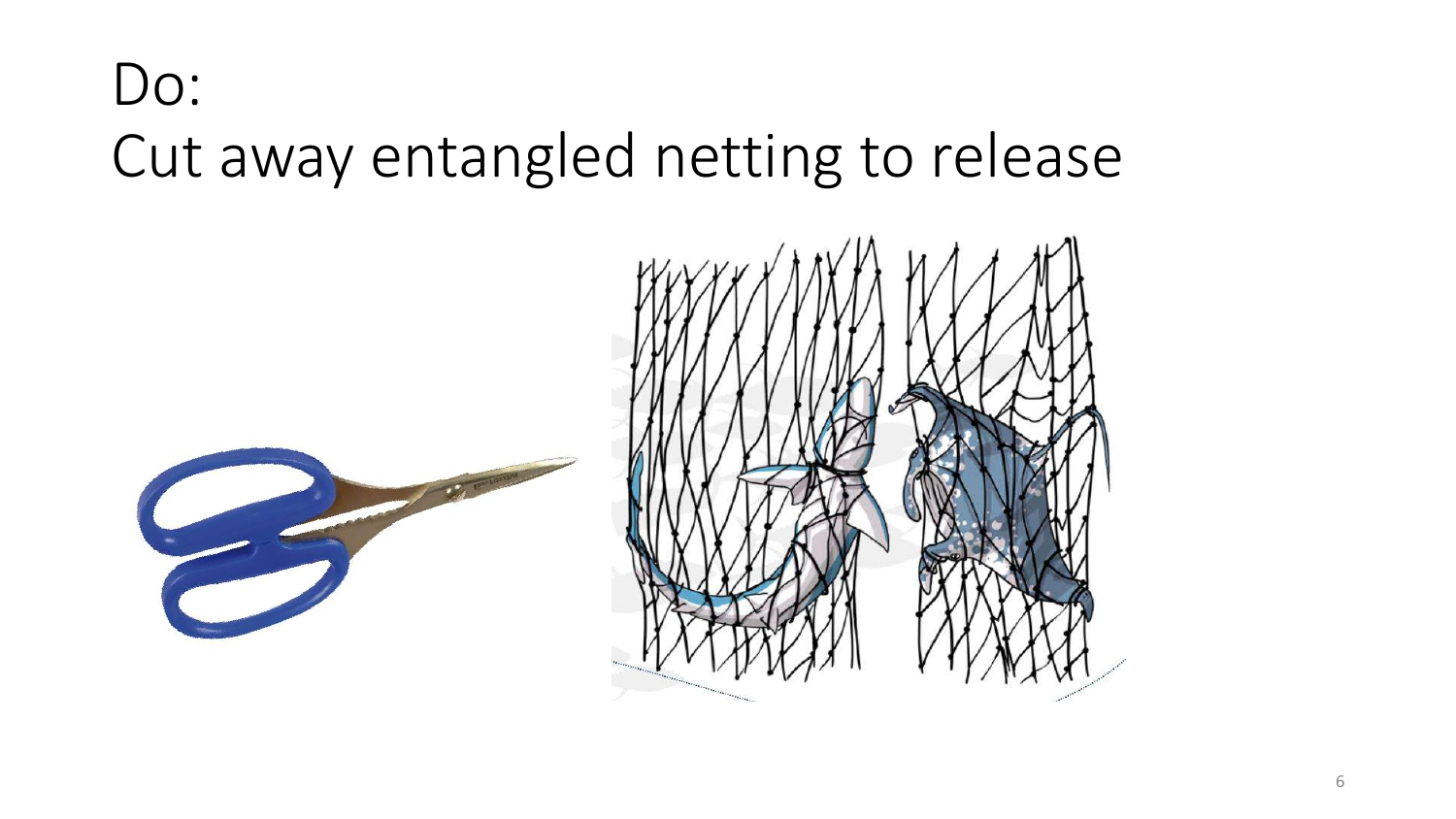# Do:
# Cut away entangled netting to release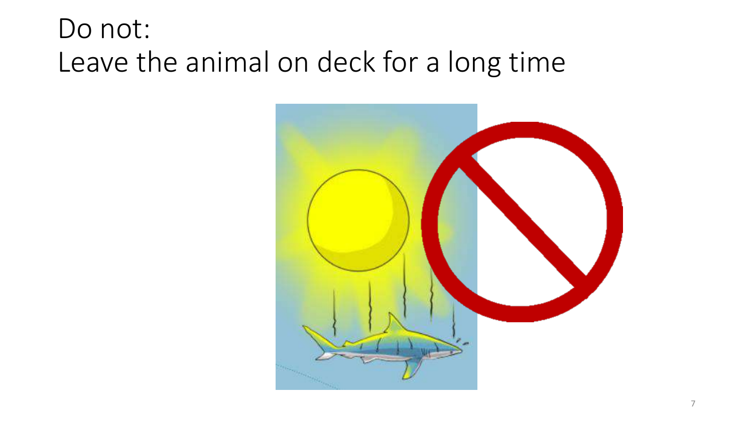# Do not:
# Leave the animal on deck for a long time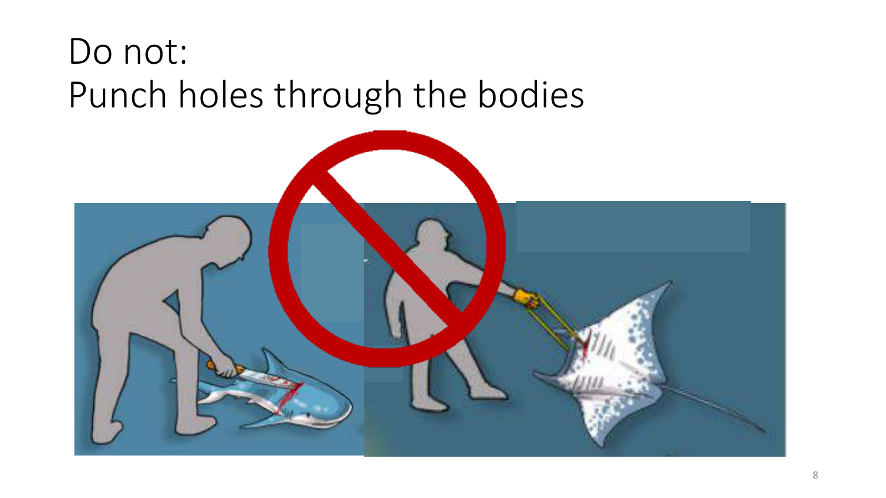# Do not:
# Punch holes through the bodies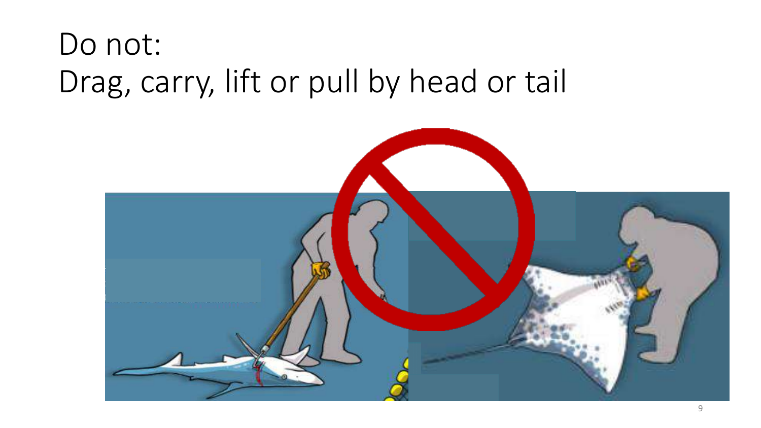# Do not:
# Drag, carry, lift or pull by head or tail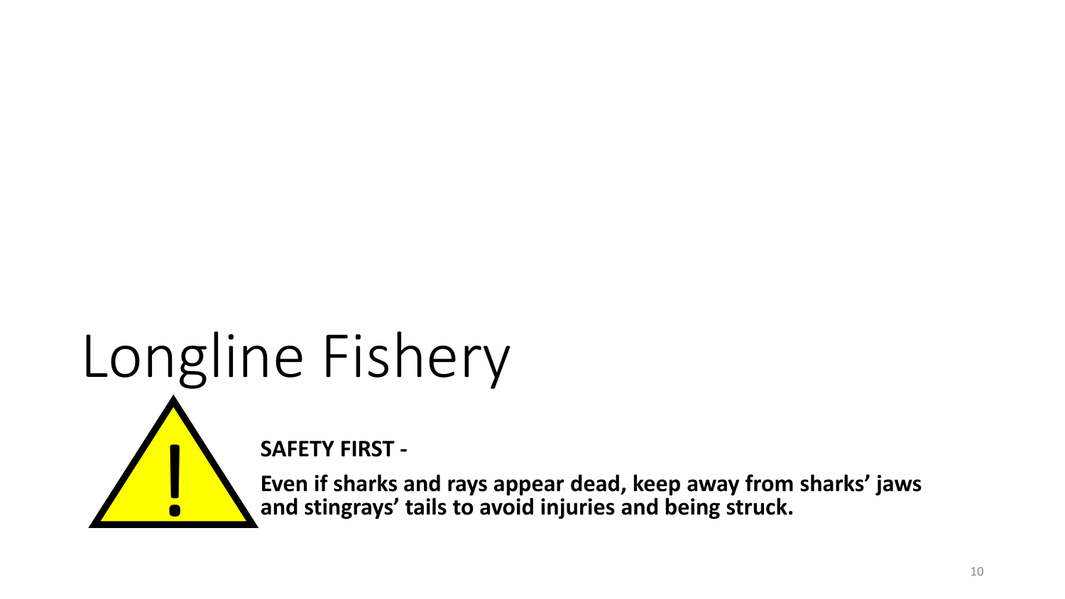# Longline Fishery

**SAFETY FIRST -**

**Even if sharks and rays appear dead, keep away from sharks' jaws and stingrays' tails to avoid injuries and being struck.**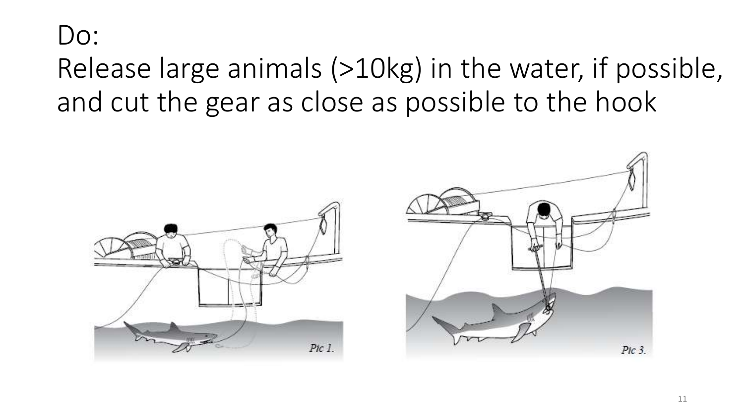# Do:

# Release large animals (>10kg) in the water, if possible, and cut the gear as close as possible to the hook

*Pic 1.*

*Pic 3.*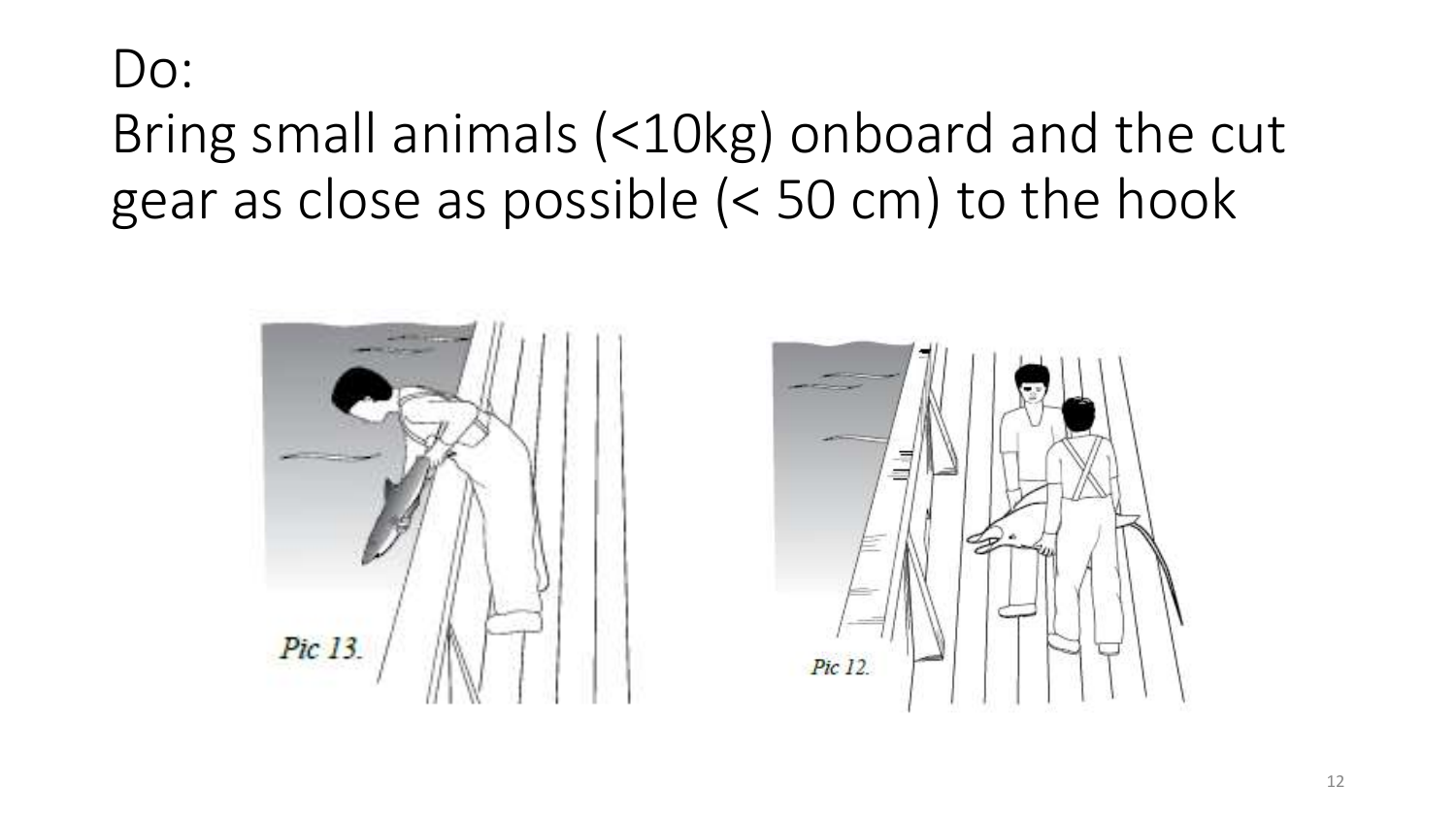# Do:

Bring small animals (<10kg) onboard and the cut gear as close as possible (< 50 cm) to the hook

*Pic 13.*

*Pic 12.*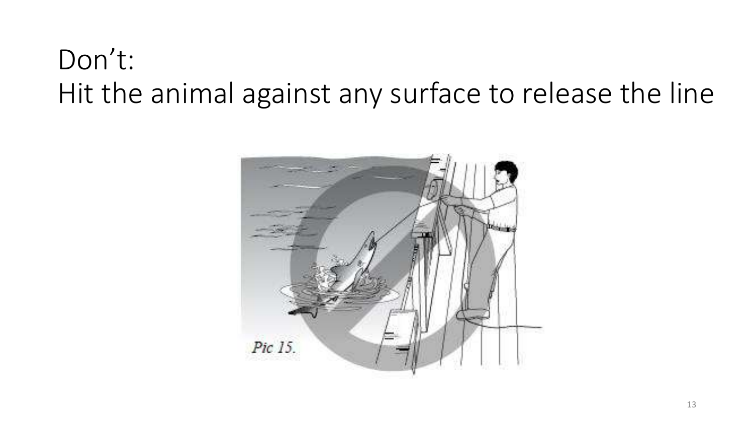# Don't:
# Hit the animal against any surface to release the line

*Pic 15.*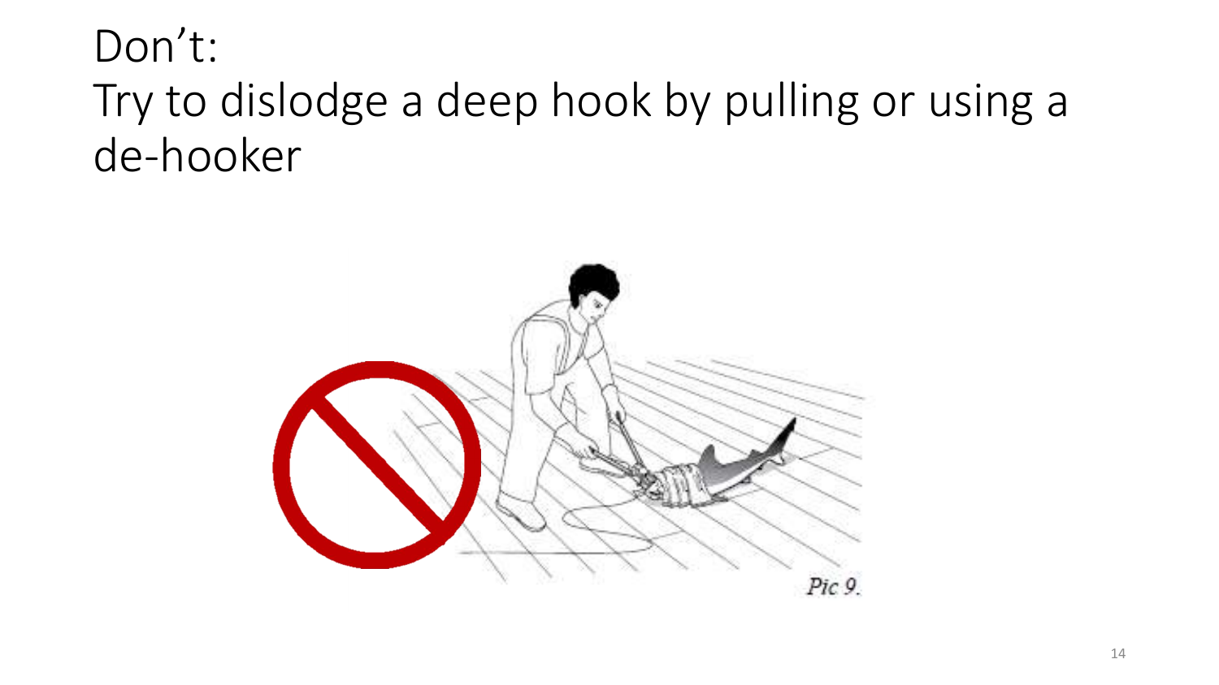# Don't:
# Try to dislodge a deep hook by pulling or using a de-hooker

*Pic 9.*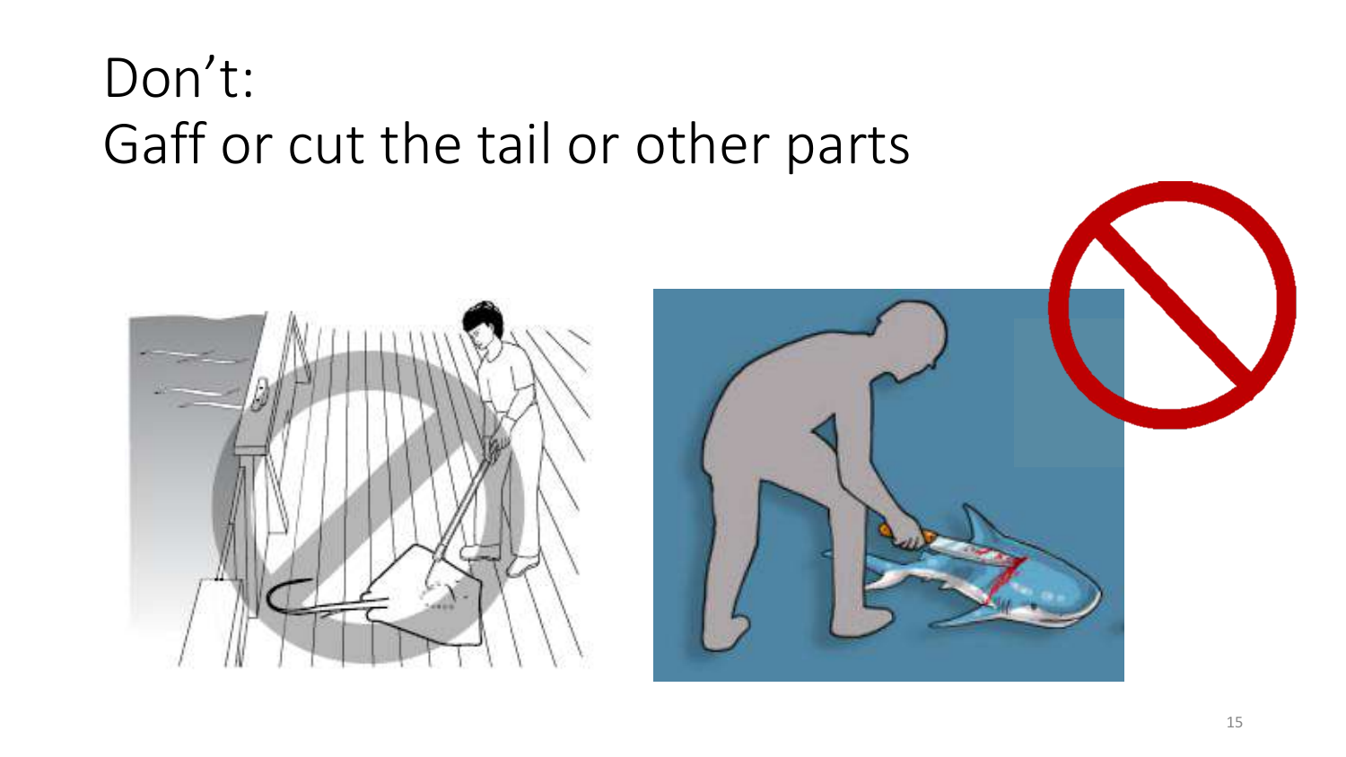# Don't:
# Gaff or cut the tail or other parts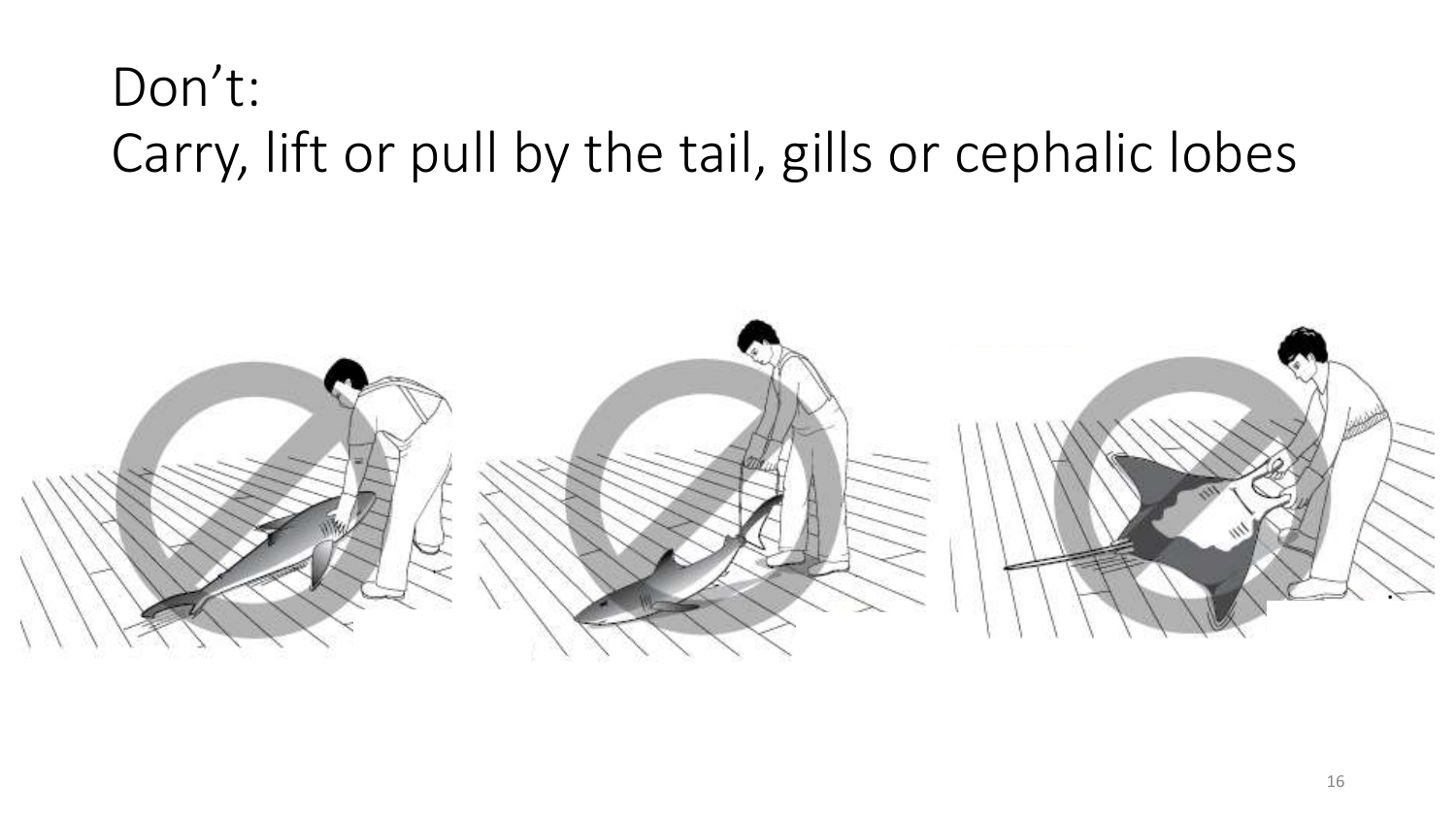# Don't:
# Carry, lift or pull by the tail, gills or cephalic lobes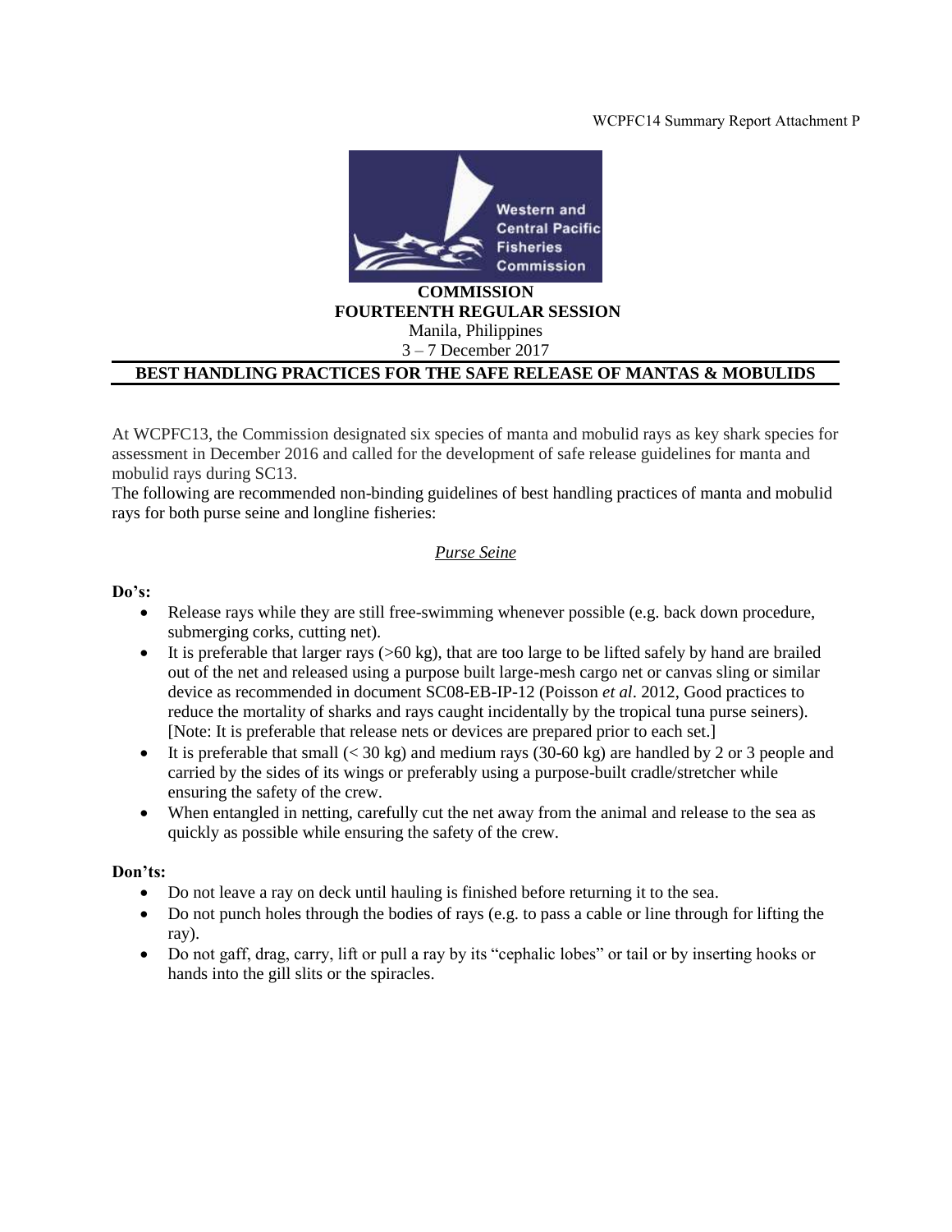WCPFC14 Summary Report Attachment P

**COMMISSION**
**FOURTEENTH REGULAR SESSION**
Manila, Philippines
3 – 7 December 2017

## BEST HANDLING PRACTICES FOR THE SAFE RELEASE OF MANTAS & MOBULIDS

At WCPFC13, the Commission designated six species of manta and mobulid rays as key shark species for assessment in December 2016 and called for the development of safe release guidelines for manta and mobulid rays during SC13.

The following are recommended non-binding guidelines of best handling practices of manta and mobulid rays for both purse seine and longline fisheries:

### *Purse Seine*

**Do's:**

- Release rays while they are still free-swimming whenever possible (e.g. back down procedure, submerging corks, cutting net).
- It is preferable that larger rays (>60 kg), that are too large to be lifted safely by hand are brailed out of the net and released using a purpose built large-mesh cargo net or canvas sling or similar device as recommended in document SC08-EB-IP-12 (Poisson *et al*. 2012, Good practices to reduce the mortality of sharks and rays caught incidentally by the tropical tuna purse seiners). [Note: It is preferable that release nets or devices are prepared prior to each set.]
- It is preferable that small (< 30 kg) and medium rays (30-60 kg) are handled by 2 or 3 people and carried by the sides of its wings or preferably using a purpose-built cradle/stretcher while ensuring the safety of the crew.
- When entangled in netting, carefully cut the net away from the animal and release to the sea as quickly as possible while ensuring the safety of the crew.

**Don'ts:**

- Do not leave a ray on deck until hauling is finished before returning it to the sea.
- Do not punch holes through the bodies of rays (e.g. to pass a cable or line through for lifting the ray).
- Do not gaff, drag, carry, lift or pull a ray by its "cephalic lobes" or tail or by inserting hooks or hands into the gill slits or the spiracles.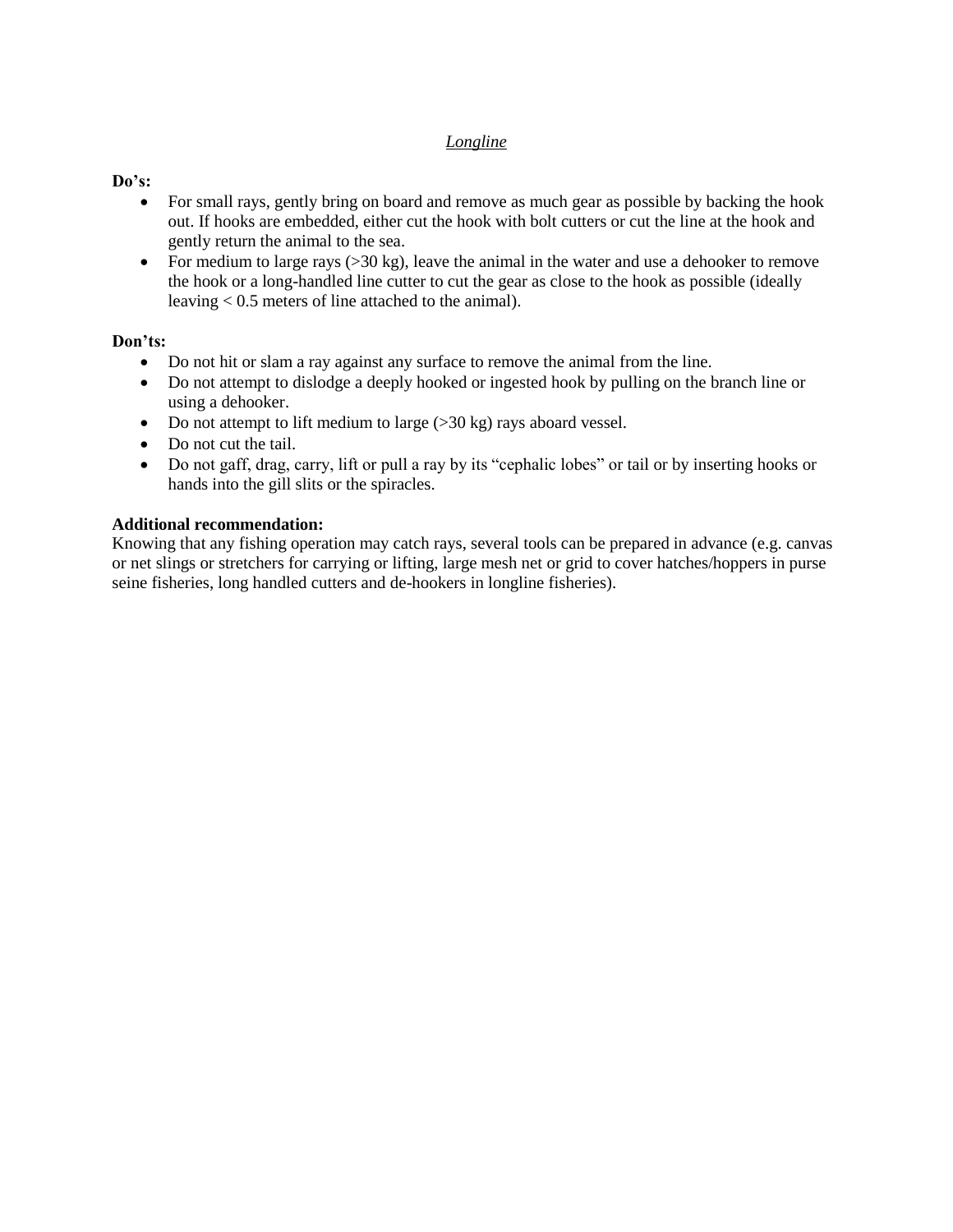*Longline*

**Do's:**

- For small rays, gently bring on board and remove as much gear as possible by backing the hook out. If hooks are embedded, either cut the hook with bolt cutters or cut the line at the hook and gently return the animal to the sea.
- For medium to large rays (>30 kg), leave the animal in the water and use a dehooker to remove the hook or a long-handled line cutter to cut the gear as close to the hook as possible (ideally leaving < 0.5 meters of line attached to the animal).

**Don'ts:**

- Do not hit or slam a ray against any surface to remove the animal from the line.
- Do not attempt to dislodge a deeply hooked or ingested hook by pulling on the branch line or using a dehooker.
- Do not attempt to lift medium to large (>30 kg) rays aboard vessel.
- Do not cut the tail.
- Do not gaff, drag, carry, lift or pull a ray by its "cephalic lobes" or tail or by inserting hooks or hands into the gill slits or the spiracles.

**Additional recommendation:**

Knowing that any fishing operation may catch rays, several tools can be prepared in advance (e.g. canvas or net slings or stretchers for carrying or lifting, large mesh net or grid to cover hatches/hoppers in purse seine fisheries, long handled cutters and de-hookers in longline fisheries).